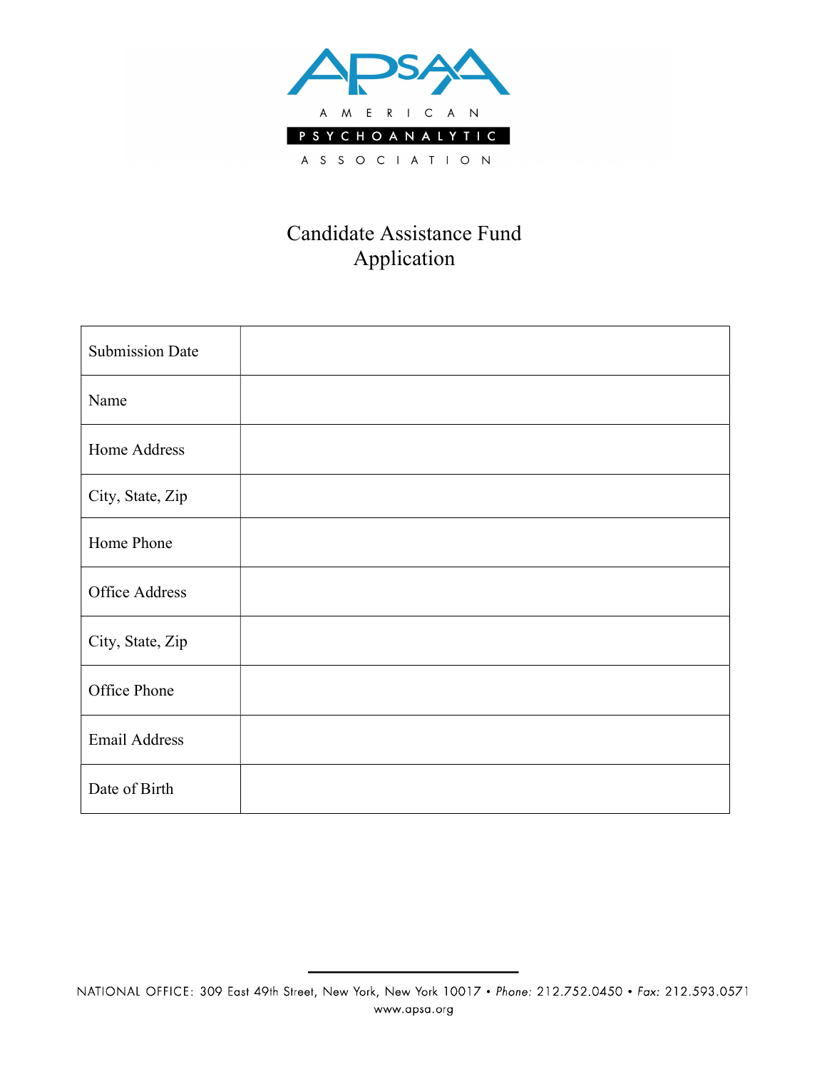AMERICAN PSYCHOANALYTIC ASSOCIATION

# Candidate Assistance Fund Application

| Submission Date | |
|---|---|
| Name | |
| Home Address | |
| City, State, Zip | |
| Home Phone | |
| Office Address | |
| City, State, Zip | |
| Office Phone | |
| Email Address | |
| Date of Birth | |

NATIONAL OFFICE: 309 East 49th Street, New York, New York 10017 • *Phone:* 212.752.0450 • *Fax:* 212.593.0571
www.apsa.org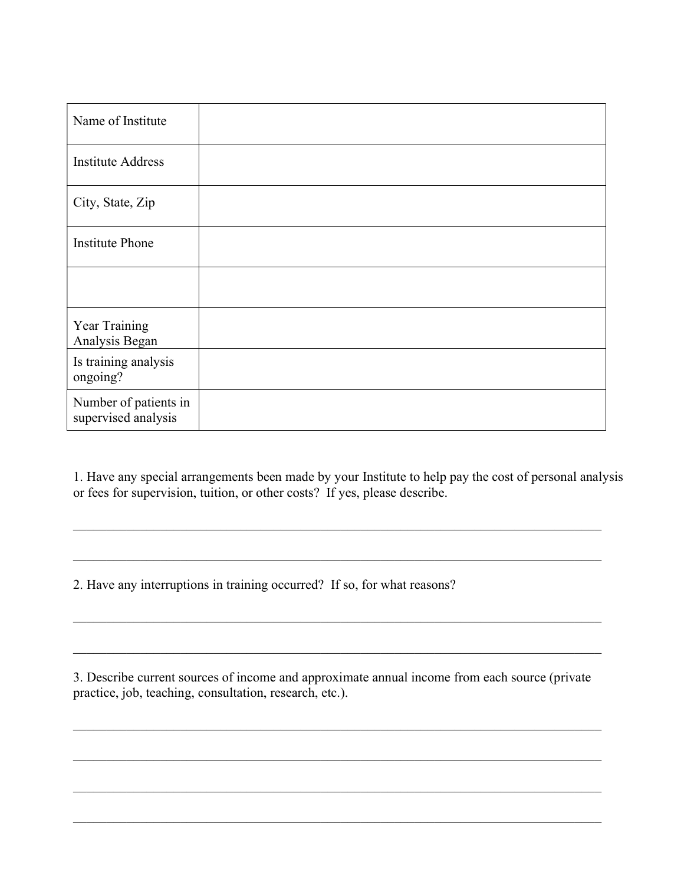| | |
|---|---|
| Name of Institute | |
| Institute Address | |
| City, State, Zip | |
| Institute Phone | |
| | |
| Year Training Analysis Began | |
| Is training analysis ongoing? | |
| Number of patients in supervised analysis | |

1. Have any special arrangements been made by your Institute to help pay the cost of personal analysis or fees for supervision, tuition, or other costs? If yes, please describe.

______________________________________________________________________________

______________________________________________________________________________

2. Have any interruptions in training occurred? If so, for what reasons?

______________________________________________________________________________

______________________________________________________________________________

3. Describe current sources of income and approximate annual income from each source (private practice, job, teaching, consultation, research, etc.).

______________________________________________________________________________

______________________________________________________________________________

______________________________________________________________________________

______________________________________________________________________________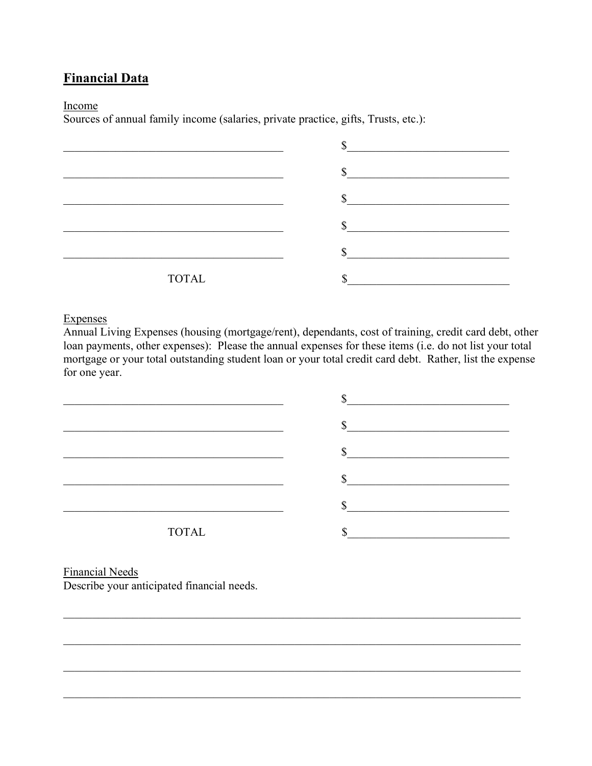## Financial Data

Income

Sources of annual family income (salaries, private practice, gifts, Trusts, etc.):

| | |
|---|---|
| ______________________________ | $______________________ |
| ______________________________ | $______________________ |
| ______________________________ | $______________________ |
| ______________________________ | $______________________ |
| ______________________________ | $______________________ |
| TOTAL | $______________________ |

Expenses

Annual Living Expenses (housing (mortgage/rent), dependants, cost of training, credit card debt, other loan payments, other expenses): Please the annual expenses for these items (i.e. do not list your total mortgage or your total outstanding student loan or your total credit card debt. Rather, list the expense for one year.

| | |
|---|---|
| ______________________________ | $______________________ |
| ______________________________ | $______________________ |
| ______________________________ | $______________________ |
| ______________________________ | $______________________ |
| ______________________________ | $______________________ |
| TOTAL | $______________________ |

Financial Needs

Describe your anticipated financial needs.

_____________________________________________________________________________

_____________________________________________________________________________

_____________________________________________________________________________

_____________________________________________________________________________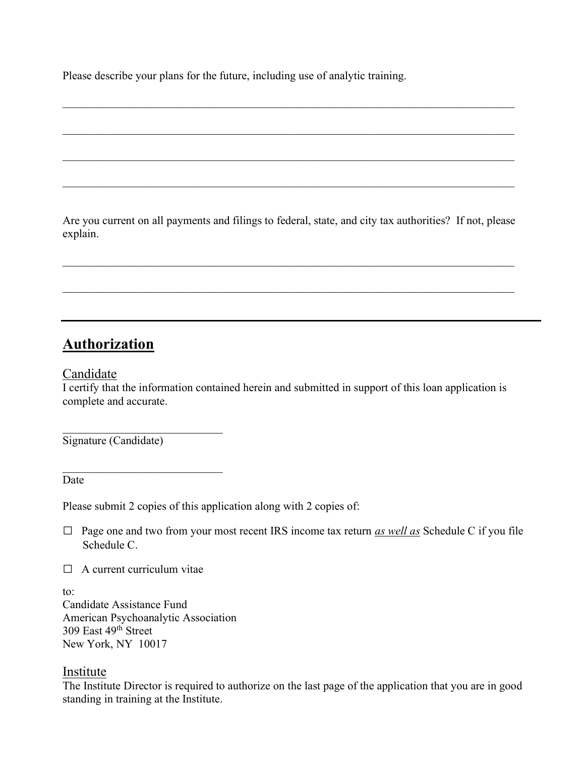Please describe your plans for the future, including use of analytic training.

______________________________________________________________________________

______________________________________________________________________________

______________________________________________________________________________

______________________________________________________________________________

Are you current on all payments and filings to federal, state, and city tax authorities? If not, please explain.

______________________________________________________________________________

______________________________________________________________________________

---

## Authorization

### Candidate

I certify that the information contained herein and submitted in support of this loan application is complete and accurate.

____________________________
Signature (Candidate)

____________________________
Date

Please submit 2 copies of this application along with 2 copies of:

☐ Page one and two from your most recent IRS income tax return *as well as* Schedule C if you file Schedule C.

☐ A current curriculum vitae

to:
Candidate Assistance Fund
American Psychoanalytic Association
309 East 49th Street
New York, NY 10017

### Institute

The Institute Director is required to authorize on the last page of the application that you are in good standing in training at the Institute.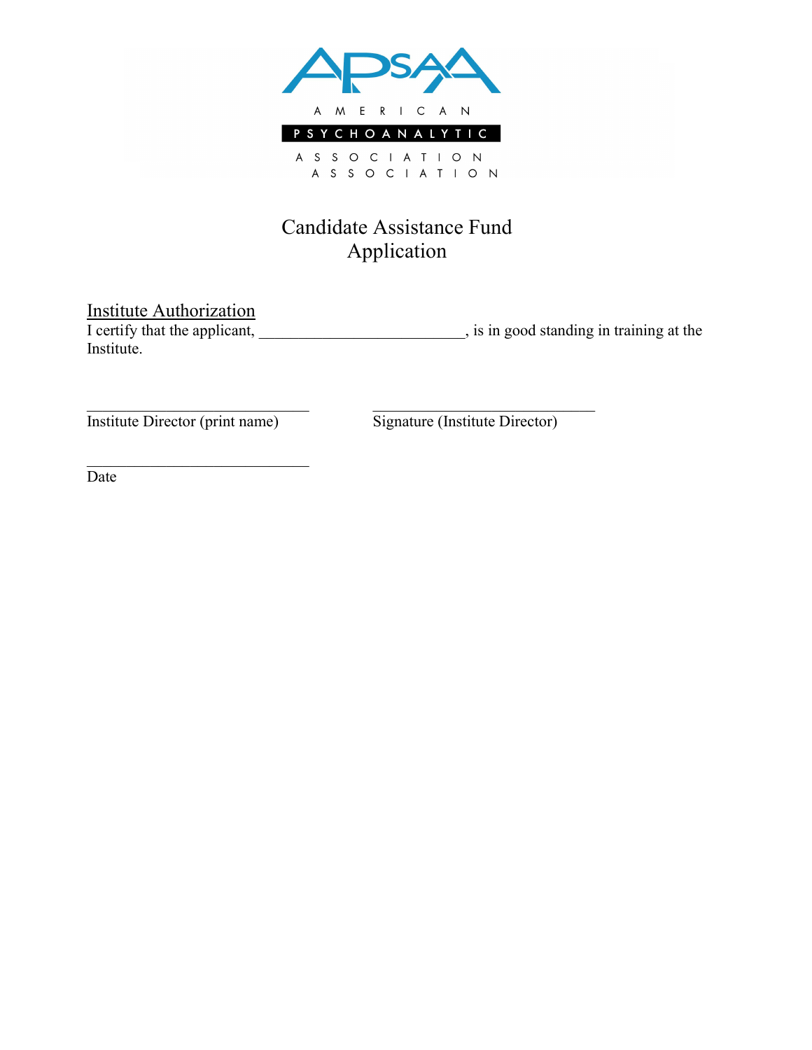AMERICAN
PSYCHOANALYTIC
ASSOCIATION

# Candidate Assistance Fund
# Application

## Institute Authorization

I certify that the applicant, ___________________________, is in good standing in training at the Institute.

______________________________ ______________________________
Institute Director (print name) Signature (Institute Director)

______________________________
Date